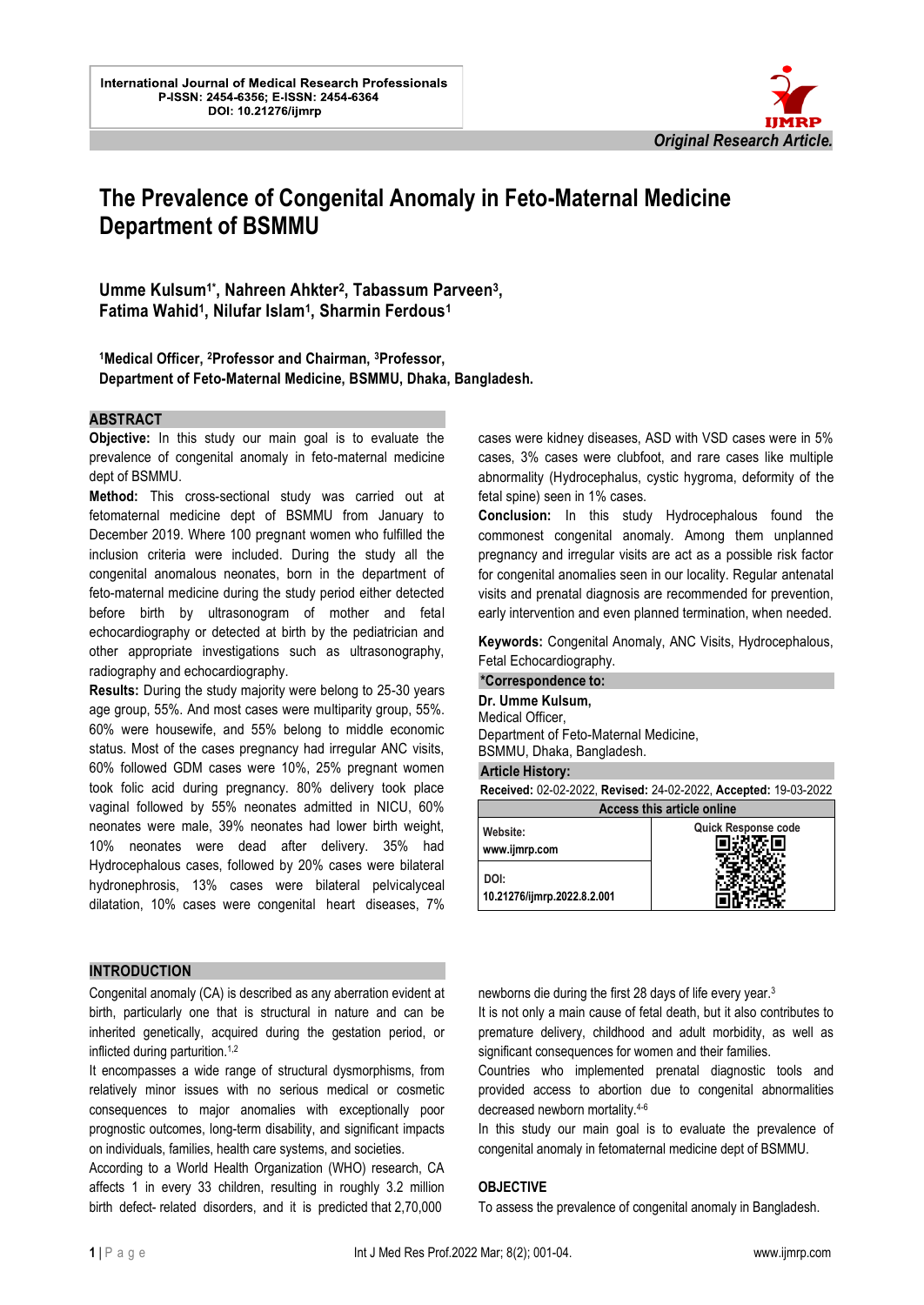International Journal of Medical Research Professionals
P-ISSN: 2454-6356; E-ISSN: 2454-6364
DOI: 10.21276/ijmrp

*Original Research Article.*

# The Prevalence of Congenital Anomaly in Feto-Maternal Medicine Department of BSMMU

**Umme Kulsum[1*], Nahreen Ahkter[2], Tabassum Parveen[3], Fatima Wahid[1], Nilufar Islam[1], Sharmin Ferdous[1]**

**[1]Medical Officer, [2]Professor and Chairman, [3]Professor, Department of Feto-Maternal Medicine, BSMMU, Dhaka, Bangladesh.**

## ABSTRACT

**Objective:** In this study our main goal is to evaluate the prevalence of congenital anomaly in feto-maternal medicine dept of BSMMU.

**Method:** This cross-sectional study was carried out at fetomaternal medicine dept of BSMMU from January to December 2019. Where 100 pregnant women who fulfilled the inclusion criteria were included. During the study all the congenital anomalous neonates, born in the department of feto-maternal medicine during the study period either detected before birth by ultrasonogram of mother and fetal echocardiography or detected at birth by the pediatrician and other appropriate investigations such as ultrasonography, radiography and echocardiography.

**Results:** During the study majority were belong to 25-30 years age group, 55%. And most cases were multiparity group, 55%. 60% were housewife, and 55% belong to middle economic status. Most of the cases pregnancy had irregular ANC visits, 60% followed GDM cases were 10%, 25% pregnant women took folic acid during pregnancy. 80% delivery took place vaginal followed by 55% neonates admitted in NICU, 60% neonates were male, 39% neonates had lower birth weight, 10% neonates were dead after delivery. 35% had Hydrocephalous cases, followed by 20% cases were bilateral hydronephrosis, 13% cases were bilateral pelvicalyceal dilatation, 10% cases were congenital heart diseases, 7% cases were kidney diseases, ASD with VSD cases were in 5% cases, 3% cases were clubfoot, and rare cases like multiple abnormality (Hydrocephalus, cystic hygroma, deformity of the fetal spine) seen in 1% cases.

**Conclusion:** In this study Hydrocephalous found the commonest congenital anomaly. Among them unplanned pregnancy and irregular visits are act as a possible risk factor for congenital anomalies seen in our locality. Regular antenatal visits and prenatal diagnosis are recommended for prevention, early intervention and even planned termination, when needed.

**Keywords:** Congenital Anomaly, ANC Visits, Hydrocephalous, Fetal Echocardiography.

**\*Correspondence to:**

**Dr. Umme Kulsum,**
Medical Officer,
Department of Feto-Maternal Medicine,
BSMMU, Dhaka, Bangladesh.

**Article History:**

**Received:** 02-02-2022, **Revised:** 24-02-2022, **Accepted:** 19-03-2022

| Access this article online | |
|---|---|
| Website: www.ijmrp.com | Quick Response code |
| DOI: 10.21276/ijmrp.2022.8.2.001 | |

## INTRODUCTION

Congenital anomaly (CA) is described as any aberration evident at birth, particularly one that is structural in nature and can be inherited genetically, acquired during the gestation period, or inflicted during parturition.[1,2]

It encompasses a wide range of structural dysmorphisms, from relatively minor issues with no serious medical or cosmetic consequences to major anomalies with exceptionally poor prognostic outcomes, long-term disability, and significant impacts on individuals, families, health care systems, and societies.

According to a World Health Organization (WHO) research, CA affects 1 in every 33 children, resulting in roughly 3.2 million birth defect- related disorders, and it is predicted that 2,70,000 newborns die during the first 28 days of life every year.[3]

It is not only a main cause of fetal death, but it also contributes to premature delivery, childhood and adult morbidity, as well as significant consequences for women and their families.

Countries who implemented prenatal diagnostic tools and provided access to abortion due to congenital abnormalities decreased newborn mortality.[4-6]

In this study our main goal is to evaluate the prevalence of congenital anomaly in fetomaternal medicine dept of BSMMU.

## OBJECTIVE

To assess the prevalence of congenital anomaly in Bangladesh.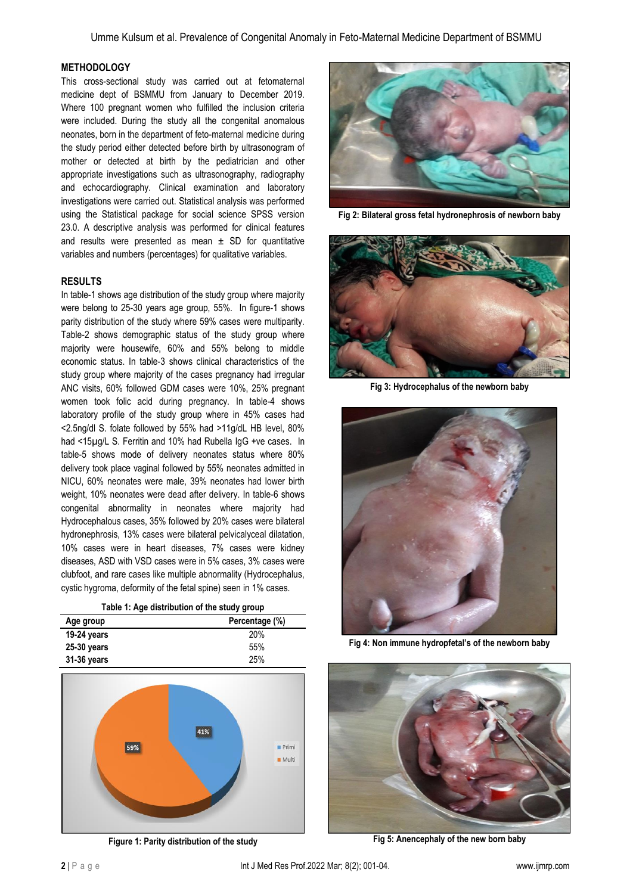## METHODOLOGY

This cross-sectional study was carried out at fetomaternal medicine dept of BSMMU from January to December 2019. Where 100 pregnant women who fulfilled the inclusion criteria were included. During the study all the congenital anomalous neonates, born in the department of feto-maternal medicine during the study period either detected before birth by ultrasonogram of mother or detected at birth by the pediatrician and other appropriate investigations such as ultrasonography, radiography and echocardiography. Clinical examination and laboratory investigations were carried out. Statistical analysis was performed using the Statistical package for social science SPSS version 23.0. A descriptive analysis was performed for clinical features and results were presented as mean ± SD for quantitative variables and numbers (percentages) for qualitative variables.

## RESULTS

In table-1 shows age distribution of the study group where majority were belong to 25-30 years age group, 55%. In figure-1 shows parity distribution of the study where 59% cases were multiparity. Table-2 shows demographic status of the study group where majority were housewife, 60% and 55% belong to middle economic status. In table-3 shows clinical characteristics of the study group where majority of the cases pregnancy had irregular ANC visits, 60% followed GDM cases were 10%, 25% pregnant women took folic acid during pregnancy. In table-4 shows laboratory profile of the study group where in 45% cases had <2.5ng/dl S. folate followed by 55% had >11g/dL HB level, 80% had <15µg/L S. Ferritin and 10% had Rubella IgG +ve cases. In table-5 shows mode of delivery neonates status where 80% delivery took place vaginal followed by 55% neonates admitted in NICU, 60% neonates were male, 39% neonates had lower birth weight, 10% neonates were dead after delivery. In table-6 shows congenital abnormality in neonates where majority had Hydrocephalous cases, 35% followed by 20% cases were bilateral hydronephrosis, 13% cases were bilateral pelvicalyceal dilatation, 10% cases were in heart diseases, 7% cases were kidney diseases, ASD with VSD cases were in 5% cases, 3% cases were clubfoot, and rare cases like multiple abnormality (Hydrocephalus, cystic hygroma, deformity of the fetal spine) seen in 1% cases.

**Table 1: Age distribution of the study group**

| Age group | Percentage (%) |
|---|---|
| 19-24 years | 20% |
| 25-30 years | 55% |
| 31-36 years | 25% |

**Figure 1: Parity distribution of the study**

**Fig 2: Bilateral gross fetal hydronephrosis of newborn baby**

**Fig 3: Hydrocephalus of the newborn baby**

**Fig 4: Non immune hydropfetal's of the newborn baby**

**Fig 5: Anencephaly of the new born baby**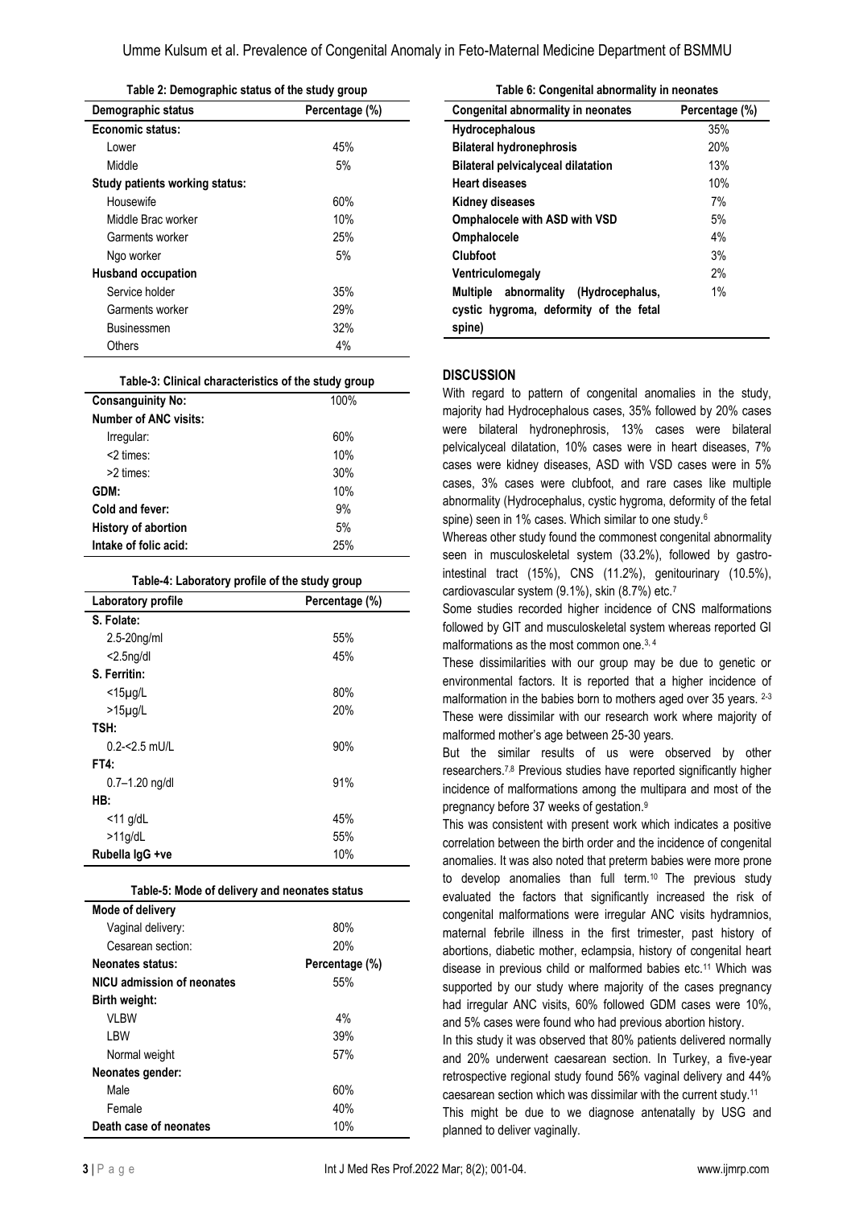**Table 2: Demographic status of the study group**

| Demographic status | Percentage (%) |
|---|---|
| **Economic status:** | |
| Lower | 45% |
| Middle | 5% |
| **Study patients working status:** | |
| Housewife | 60% |
| Middle Brac worker | 10% |
| Garments worker | 25% |
| Ngo worker | 5% |
| **Husband occupation** | |
| Service holder | 35% |
| Garments worker | 29% |
| Businessmen | 32% |
| Others | 4% |

**Table-3: Clinical characteristics of the study group**

| **Consanguinity No:** | 100% |
|---|---|
| **Number of ANC visits:** | |
| Irregular: | 60% |
| <2 times: | 10% |
| >2 times: | 30% |
| **GDM:** | 10% |
| **Cold and fever:** | 9% |
| **History of abortion** | 5% |
| **Intake of folic acid:** | 25% |

**Table-4: Laboratory profile of the study group**

| Laboratory profile | Percentage (%) |
|---|---|
| **S. Folate:** | |
| 2.5-20ng/ml | 55% |
| <2.5ng/dl | 45% |
| **S. Ferritin:** | |
| <15µg/L | 80% |
| >15µg/L | 20% |
| **TSH:** | |
| 0.2-<2.5 mU/L | 90% |
| **FT4:** | |
| 0.7–1.20 ng/dl | 91% |
| **HB:** | |
| <11 g/dL | 45% |
| >11g/dL | 55% |
| **Rubella IgG +ve** | 10% |

**Table-5: Mode of delivery and neonates status**

| **Mode of delivery** | |
|---|---|
| Vaginal delivery: | 80% |
| Cesarean section: | 20% |
| **Neonates status:** | **Percentage (%)** |
| **NICU admission of neonates** | 55% |
| **Birth weight:** | |
| VLBW | 4% |
| LBW | 39% |
| Normal weight | 57% |
| **Neonates gender:** | |
| Male | 60% |
| Female | 40% |
| **Death case of neonates** | 10% |

**Table 6: Congenital abnormality in neonates**

| Congenital abnormality in neonates | Percentage (%) |
|---|---|
| **Hydrocephalous** | 35% |
| **Bilateral hydronephrosis** | 20% |
| **Bilateral pelvicalyceal dilatation** | 13% |
| **Heart diseases** | 10% |
| **Kidney diseases** | 7% |
| **Omphalocele with ASD with VSD** | 5% |
| **Omphalocele** | 4% |
| **Clubfoot** | 3% |
| **Ventriculomegaly** | 2% |
| **Multiple abnormality (Hydrocephalus, cystic hygroma, deformity of the fetal spine)** | 1% |

## DISCUSSION

With regard to pattern of congenital anomalies in the study, majority had Hydrocephalous cases, 35% followed by 20% cases were bilateral hydronephrosis, 13% cases were bilateral pelvicalyceal dilatation, 10% cases were in heart diseases, 7% cases were kidney diseases, ASD with VSD cases were in 5% cases, 3% cases were clubfoot, and rare cases like multiple abnormality (Hydrocephalus, cystic hygroma, deformity of the fetal spine) seen in 1% cases. Which similar to one study.[6]

Whereas other study found the commonest congenital abnormality seen in musculoskeletal system (33.2%), followed by gastro-intestinal tract (15%), CNS (11.2%), genitourinary (10.5%), cardiovascular system (9.1%), skin (8.7%) etc.[7]

Some studies recorded higher incidence of CNS malformations followed by GIT and musculoskeletal system whereas reported GI malformations as the most common one.[3, 4]

These dissimilarities with our group may be due to genetic or environmental factors. It is reported that a higher incidence of malformation in the babies born to mothers aged over 35 years. [2-3] These were dissimilar with our research work where majority of malformed mother's age between 25-30 years.

But the similar results of us were observed by other researchers.[7,8] Previous studies have reported significantly higher incidence of malformations among the multipara and most of the pregnancy before 37 weeks of gestation.[9]

This was consistent with present work which indicates a positive correlation between the birth order and the incidence of congenital anomalies. It was also noted that preterm babies were more prone to develop anomalies than full term.[10] The previous study evaluated the factors that significantly increased the risk of congenital malformations were irregular ANC visits hydramnios, maternal febrile illness in the first trimester, past history of abortions, diabetic mother, eclampsia, history of congenital heart disease in previous child or malformed babies etc.[11] Which was supported by our study where majority of the cases pregnancy had irregular ANC visits, 60% followed GDM cases were 10%, and 5% cases were found who had previous abortion history.

In this study it was observed that 80% patients delivered normally and 20% underwent caesarean section. In Turkey, a five-year retrospective regional study found 56% vaginal delivery and 44% caesarean section which was dissimilar with the current study.[11]

This might be due to we diagnose antenatally by USG and planned to deliver vaginally.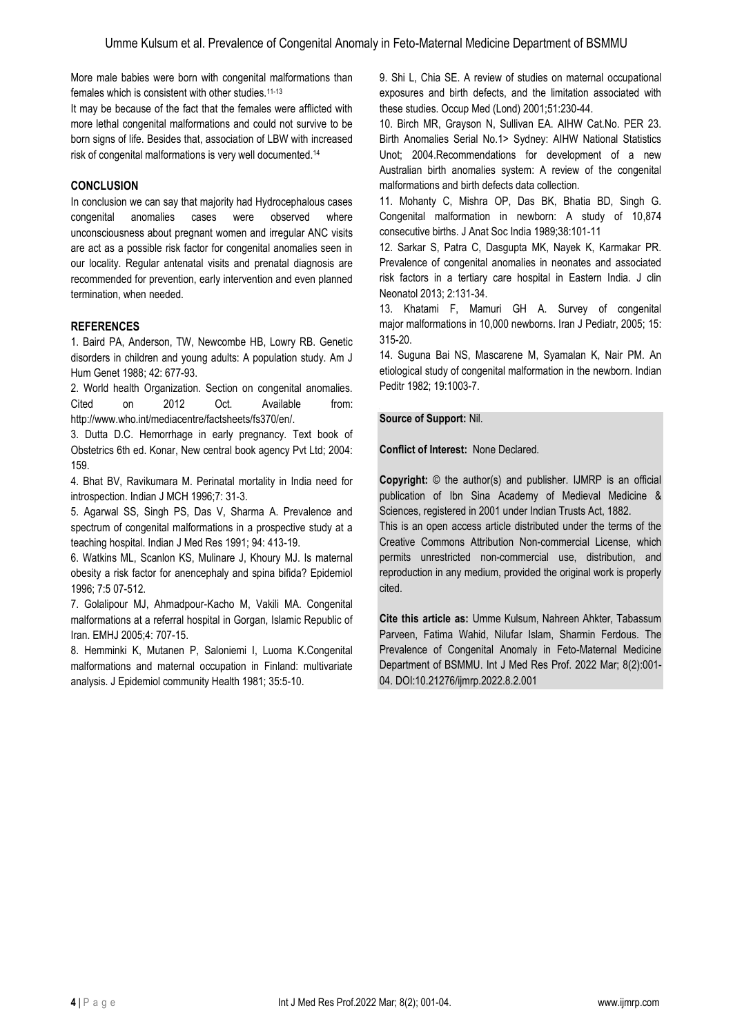More male babies were born with congenital malformations than females which is consistent with other studies.[11-13]

It may be because of the fact that the females were afflicted with more lethal congenital malformations and could not survive to be born signs of life. Besides that, association of LBW with increased risk of congenital malformations is very well documented.[14]

## CONCLUSION

In conclusion we can say that majority had Hydrocephalous cases congenital anomalies cases were observed where unconsciousness about pregnant women and irregular ANC visits are act as a possible risk factor for congenital anomalies seen in our locality. Regular antenatal visits and prenatal diagnosis are recommended for prevention, early intervention and even planned termination, when needed.

## REFERENCES

1. Baird PA, Anderson, TW, Newcombe HB, Lowry RB. Genetic disorders in children and young adults: A population study. Am J Hum Genet 1988; 42: 677-93.
2. World health Organization. Section on congenital anomalies. Cited on 2012 Oct. Available from: http://www.who.int/mediacentre/factsheets/fs370/en/.
3. Dutta D.C. Hemorrhage in early pregnancy. Text book of Obstetrics 6th ed. Konar, New central book agency Pvt Ltd; 2004: 159.
4. Bhat BV, Ravikumara M. Perinatal mortality in India need for introspection. Indian J MCH 1996;7: 31-3.
5. Agarwal SS, Singh PS, Das V, Sharma A. Prevalence and spectrum of congenital malformations in a prospective study at a teaching hospital. Indian J Med Res 1991; 94: 413-19.
6. Watkins ML, Scanlon KS, Mulinare J, Khoury MJ. Is maternal obesity a risk factor for anencephaly and spina bifida? Epidemiol 1996; 7:5 07-512.
7. Golalipour MJ, Ahmadpour-Kacho M, Vakili MA. Congenital malformations at a referral hospital in Gorgan, Islamic Republic of Iran. EMHJ 2005;4: 707-15.
8. Hemminki K, Mutanen P, Saloniemi I, Luoma K.Congenital malformations and maternal occupation in Finland: multivariate analysis. J Epidemiol community Health 1981; 35:5-10.
9. Shi L, Chia SE. A review of studies on maternal occupational exposures and birth defects, and the limitation associated with these studies. Occup Med (Lond) 2001;51:230-44.
10. Birch MR, Grayson N, Sullivan EA. AIHW Cat.No. PER 23. Birth Anomalies Serial No.1> Sydney: AIHW National Statistics Unot; 2004.Recommendations for development of a new Australian birth anomalies system: A review of the congenital malformations and birth defects data collection.
11. Mohanty C, Mishra OP, Das BK, Bhatia BD, Singh G. Congenital malformation in newborn: A study of 10,874 consecutive births. J Anat Soc India 1989;38:101-11
12. Sarkar S, Patra C, Dasgupta MK, Nayek K, Karmakar PR. Prevalence of congenital anomalies in neonates and associated risk factors in a tertiary care hospital in Eastern India. J clin Neonatol 2013; 2:131-34.
13. Khatami F, Mamuri GH A. Survey of congenital major malformations in 10,000 newborns. Iran J Pediatr, 2005; 15: 315-20.
14. Suguna Bai NS, Mascarene M, Syamalan K, Nair PM. An etiological study of congenital malformation in the newborn. Indian Peditr 1982; 19:1003-7.

**Source of Support:** Nil.

**Conflict of Interest:** None Declared.

**Copyright:** © the author(s) and publisher. IJMRP is an official publication of Ibn Sina Academy of Medieval Medicine & Sciences, registered in 2001 under Indian Trusts Act, 1882.

This is an open access article distributed under the terms of the Creative Commons Attribution Non-commercial License, which permits unrestricted non-commercial use, distribution, and reproduction in any medium, provided the original work is properly cited.

**Cite this article as:** Umme Kulsum, Nahreen Ahkter, Tabassum Parveen, Fatima Wahid, Nilufar Islam, Sharmin Ferdous. The Prevalence of Congenital Anomaly in Feto-Maternal Medicine Department of BSMMU. Int J Med Res Prof. 2022 Mar; 8(2):001-04. DOI:10.21276/ijmrp.2022.8.2.001